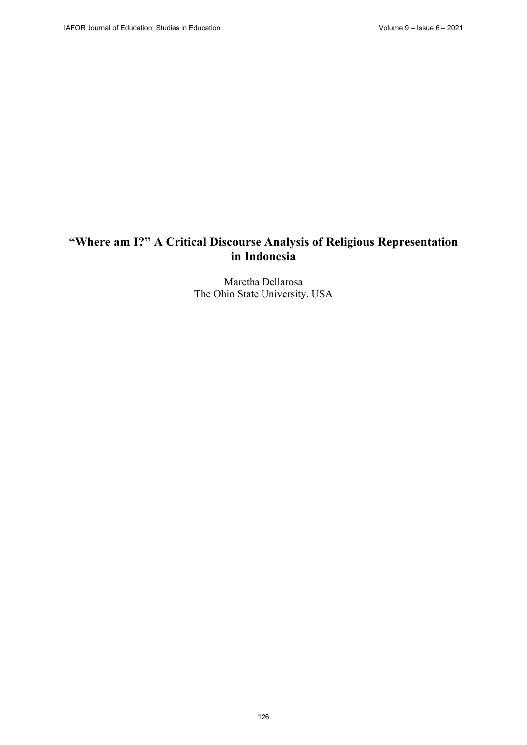# "Where am I?" A Critical Discourse Analysis of Religious Representation in Indonesia

Maretha Dellarosa
The Ohio State University, USA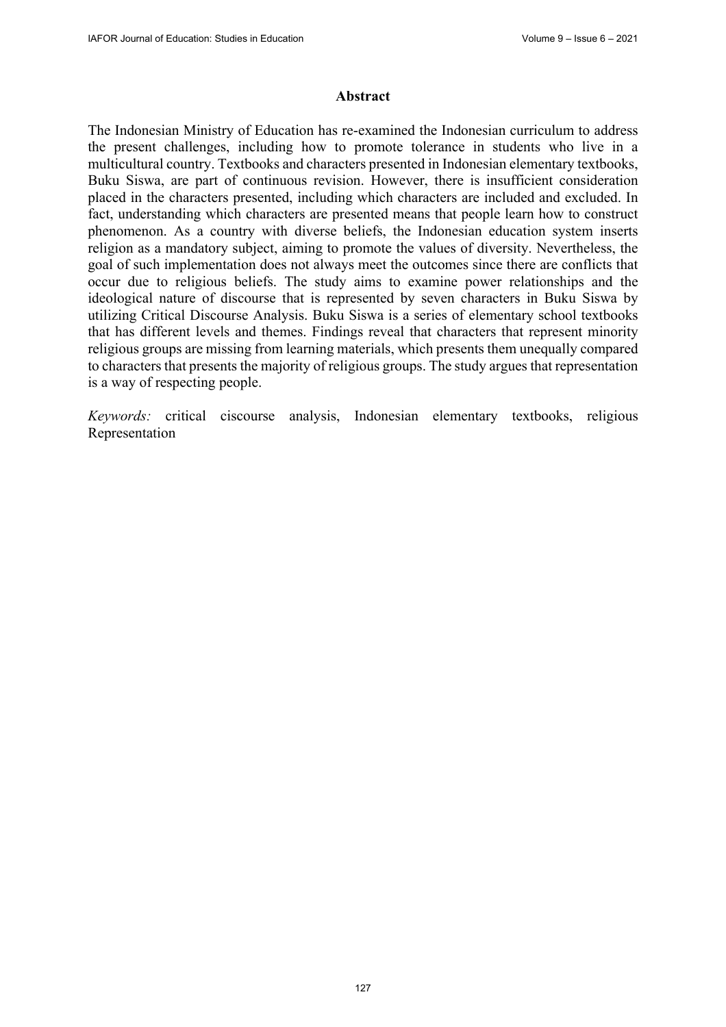## Abstract

The Indonesian Ministry of Education has re-examined the Indonesian curriculum to address the present challenges, including how to promote tolerance in students who live in a multicultural country. Textbooks and characters presented in Indonesian elementary textbooks, Buku Siswa, are part of continuous revision. However, there is insufficient consideration placed in the characters presented, including which characters are included and excluded. In fact, understanding which characters are presented means that people learn how to construct phenomenon. As a country with diverse beliefs, the Indonesian education system inserts religion as a mandatory subject, aiming to promote the values of diversity. Nevertheless, the goal of such implementation does not always meet the outcomes since there are conflicts that occur due to religious beliefs. The study aims to examine power relationships and the ideological nature of discourse that is represented by seven characters in Buku Siswa by utilizing Critical Discourse Analysis. Buku Siswa is a series of elementary school textbooks that has different levels and themes. Findings reveal that characters that represent minority religious groups are missing from learning materials, which presents them unequally compared to characters that presents the majority of religious groups. The study argues that representation is a way of respecting people.

*Keywords:* critical ciscourse analysis, Indonesian elementary textbooks, religious Representation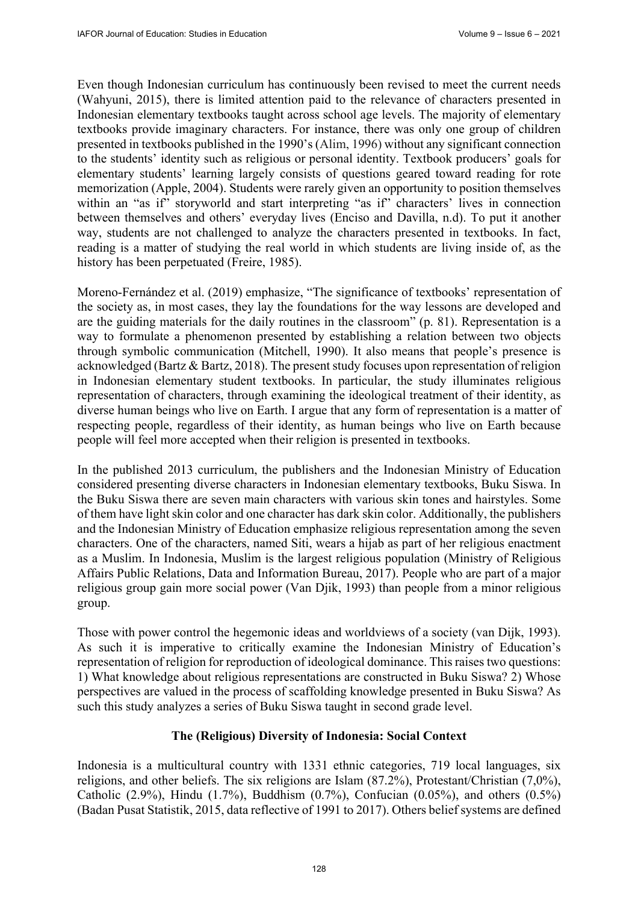Even though Indonesian curriculum has continuously been revised to meet the current needs (Wahyuni, 2015), there is limited attention paid to the relevance of characters presented in Indonesian elementary textbooks taught across school age levels. The majority of elementary textbooks provide imaginary characters. For instance, there was only one group of children presented in textbooks published in the 1990's (Alim, 1996) without any significant connection to the students' identity such as religious or personal identity. Textbook producers' goals for elementary students' learning largely consists of questions geared toward reading for rote memorization (Apple, 2004). Students were rarely given an opportunity to position themselves within an "as if" storyworld and start interpreting "as if" characters' lives in connection between themselves and others' everyday lives (Enciso and Davilla, n.d). To put it another way, students are not challenged to analyze the characters presented in textbooks. In fact, reading is a matter of studying the real world in which students are living inside of, as the history has been perpetuated (Freire, 1985).

Moreno-Fernández et al. (2019) emphasize, "The significance of textbooks' representation of the society as, in most cases, they lay the foundations for the way lessons are developed and are the guiding materials for the daily routines in the classroom" (p. 81). Representation is a way to formulate a phenomenon presented by establishing a relation between two objects through symbolic communication (Mitchell, 1990). It also means that people's presence is acknowledged (Bartz & Bartz, 2018). The present study focuses upon representation of religion in Indonesian elementary student textbooks. In particular, the study illuminates religious representation of characters, through examining the ideological treatment of their identity, as diverse human beings who live on Earth. I argue that any form of representation is a matter of respecting people, regardless of their identity, as human beings who live on Earth because people will feel more accepted when their religion is presented in textbooks.

In the published 2013 curriculum, the publishers and the Indonesian Ministry of Education considered presenting diverse characters in Indonesian elementary textbooks, Buku Siswa. In the Buku Siswa there are seven main characters with various skin tones and hairstyles. Some of them have light skin color and one character has dark skin color. Additionally, the publishers and the Indonesian Ministry of Education emphasize religious representation among the seven characters. One of the characters, named Siti, wears a hijab as part of her religious enactment as a Muslim. In Indonesia, Muslim is the largest religious population (Ministry of Religious Affairs Public Relations, Data and Information Bureau, 2017). People who are part of a major religious group gain more social power (Van Djik, 1993) than people from a minor religious group.

Those with power control the hegemonic ideas and worldviews of a society (van Dijk, 1993). As such it is imperative to critically examine the Indonesian Ministry of Education's representation of religion for reproduction of ideological dominance. This raises two questions: 1) What knowledge about religious representations are constructed in Buku Siswa? 2) Whose perspectives are valued in the process of scaffolding knowledge presented in Buku Siswa? As such this study analyzes a series of Buku Siswa taught in second grade level.

## The (Religious) Diversity of Indonesia: Social Context

Indonesia is a multicultural country with 1331 ethnic categories, 719 local languages, six religions, and other beliefs. The six religions are Islam (87.2%), Protestant/Christian (7,0%), Catholic (2.9%), Hindu (1.7%), Buddhism (0.7%), Confucian (0.05%), and others (0.5%) (Badan Pusat Statistik, 2015, data reflective of 1991 to 2017). Others belief systems are defined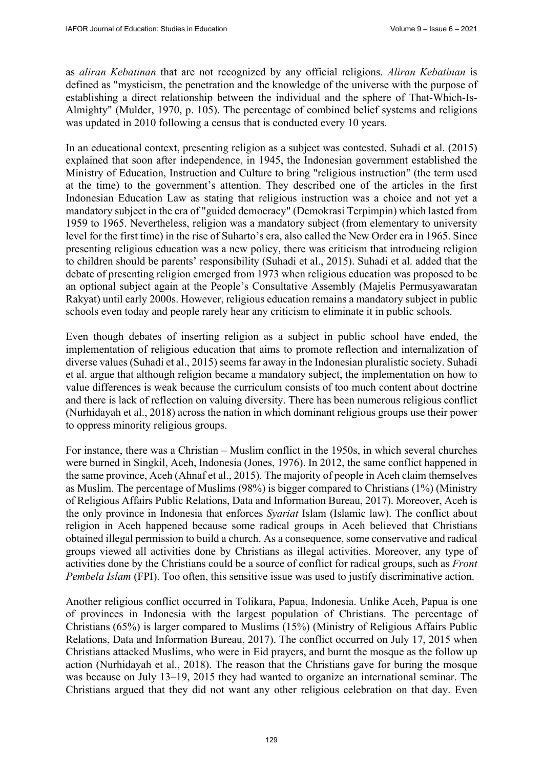as *aliran Kebatinan* that are not recognized by any official religions. *Aliran Kebatinan* is defined as "mysticism, the penetration and the knowledge of the universe with the purpose of establishing a direct relationship between the individual and the sphere of That-Which-Is-Almighty" (Mulder, 1970, p. 105). The percentage of combined belief systems and religions was updated in 2010 following a census that is conducted every 10 years.

In an educational context, presenting religion as a subject was contested. Suhadi et al. (2015) explained that soon after independence, in 1945, the Indonesian government established the Ministry of Education, Instruction and Culture to bring "religious instruction" (the term used at the time) to the government's attention. They described one of the articles in the first Indonesian Education Law as stating that religious instruction was a choice and not yet a mandatory subject in the era of "guided democracy" (Demokrasi Terpimpin) which lasted from 1959 to 1965. Nevertheless, religion was a mandatory subject (from elementary to university level for the first time) in the rise of Suharto's era, also called the New Order era in 1965. Since presenting religious education was a new policy, there was criticism that introducing religion to children should be parents' responsibility (Suhadi et al., 2015). Suhadi et al. added that the debate of presenting religion emerged from 1973 when religious education was proposed to be an optional subject again at the People's Consultative Assembly (Majelis Permusyawaratan Rakyat) until early 2000s. However, religious education remains a mandatory subject in public schools even today and people rarely hear any criticism to eliminate it in public schools.

Even though debates of inserting religion as a subject in public school have ended, the implementation of religious education that aims to promote reflection and internalization of diverse values (Suhadi et al., 2015) seems far away in the Indonesian pluralistic society. Suhadi et al. argue that although religion became a mandatory subject, the implementation on how to value differences is weak because the curriculum consists of too much content about doctrine and there is lack of reflection on valuing diversity. There has been numerous religious conflict (Nurhidayah et al., 2018) across the nation in which dominant religious groups use their power to oppress minority religious groups.

For instance, there was a Christian – Muslim conflict in the 1950s, in which several churches were burned in Singkil, Aceh, Indonesia (Jones, 1976). In 2012, the same conflict happened in the same province, Aceh (Ahnaf et al., 2015). The majority of people in Aceh claim themselves as Muslim. The percentage of Muslims (98%) is bigger compared to Christians (1%) (Ministry of Religious Affairs Public Relations, Data and Information Bureau, 2017). Moreover, Aceh is the only province in Indonesia that enforces *Syariat* Islam (Islamic law). The conflict about religion in Aceh happened because some radical groups in Aceh believed that Christians obtained illegal permission to build a church. As a consequence, some conservative and radical groups viewed all activities done by Christians as illegal activities. Moreover, any type of activities done by the Christians could be a source of conflict for radical groups, such as *Front Pembela Islam* (FPI). Too often, this sensitive issue was used to justify discriminative action.

Another religious conflict occurred in Tolikara, Papua, Indonesia. Unlike Aceh, Papua is one of provinces in Indonesia with the largest population of Christians. The percentage of Christians (65%) is larger compared to Muslims (15%) (Ministry of Religious Affairs Public Relations, Data and Information Bureau, 2017). The conflict occurred on July 17, 2015 when Christians attacked Muslims, who were in Eid prayers, and burnt the mosque as the follow up action (Nurhidayah et al., 2018). The reason that the Christians gave for buring the mosque was because on July 13–19, 2015 they had wanted to organize an international seminar. The Christians argued that they did not want any other religious celebration on that day. Even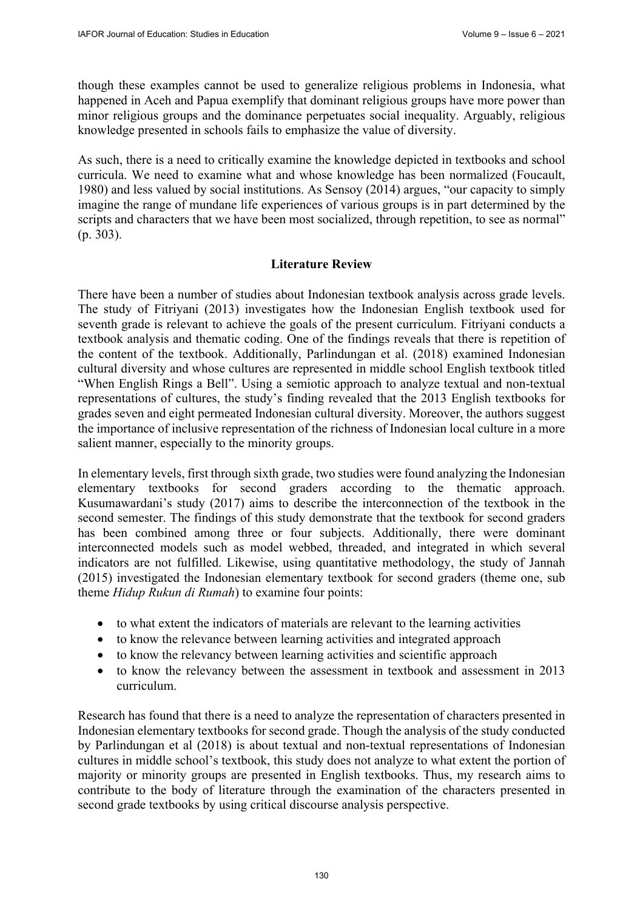though these examples cannot be used to generalize religious problems in Indonesia, what happened in Aceh and Papua exemplify that dominant religious groups have more power than minor religious groups and the dominance perpetuates social inequality. Arguably, religious knowledge presented in schools fails to emphasize the value of diversity.

As such, there is a need to critically examine the knowledge depicted in textbooks and school curricula. We need to examine what and whose knowledge has been normalized (Foucault, 1980) and less valued by social institutions. As Sensoy (2014) argues, "our capacity to simply imagine the range of mundane life experiences of various groups is in part determined by the scripts and characters that we have been most socialized, through repetition, to see as normal" (p. 303).

## Literature Review

There have been a number of studies about Indonesian textbook analysis across grade levels. The study of Fitriyani (2013) investigates how the Indonesian English textbook used for seventh grade is relevant to achieve the goals of the present curriculum. Fitriyani conducts a textbook analysis and thematic coding. One of the findings reveals that there is repetition of the content of the textbook. Additionally, Parlindungan et al. (2018) examined Indonesian cultural diversity and whose cultures are represented in middle school English textbook titled "When English Rings a Bell". Using a semiotic approach to analyze textual and non-textual representations of cultures, the study's finding revealed that the 2013 English textbooks for grades seven and eight permeated Indonesian cultural diversity. Moreover, the authors suggest the importance of inclusive representation of the richness of Indonesian local culture in a more salient manner, especially to the minority groups.

In elementary levels, first through sixth grade, two studies were found analyzing the Indonesian elementary textbooks for second graders according to the thematic approach. Kusumawardani's study (2017) aims to describe the interconnection of the textbook in the second semester. The findings of this study demonstrate that the textbook for second graders has been combined among three or four subjects. Additionally, there were dominant interconnected models such as model webbed, threaded, and integrated in which several indicators are not fulfilled. Likewise, using quantitative methodology, the study of Jannah (2015) investigated the Indonesian elementary textbook for second graders (theme one, sub theme *Hidup Rukun di Rumah*) to examine four points:

- to what extent the indicators of materials are relevant to the learning activities
- to know the relevance between learning activities and integrated approach
- to know the relevancy between learning activities and scientific approach
- to know the relevancy between the assessment in textbook and assessment in 2013 curriculum.

Research has found that there is a need to analyze the representation of characters presented in Indonesian elementary textbooks for second grade. Though the analysis of the study conducted by Parlindungan et al (2018) is about textual and non-textual representations of Indonesian cultures in middle school's textbook, this study does not analyze to what extent the portion of majority or minority groups are presented in English textbooks. Thus, my research aims to contribute to the body of literature through the examination of the characters presented in second grade textbooks by using critical discourse analysis perspective.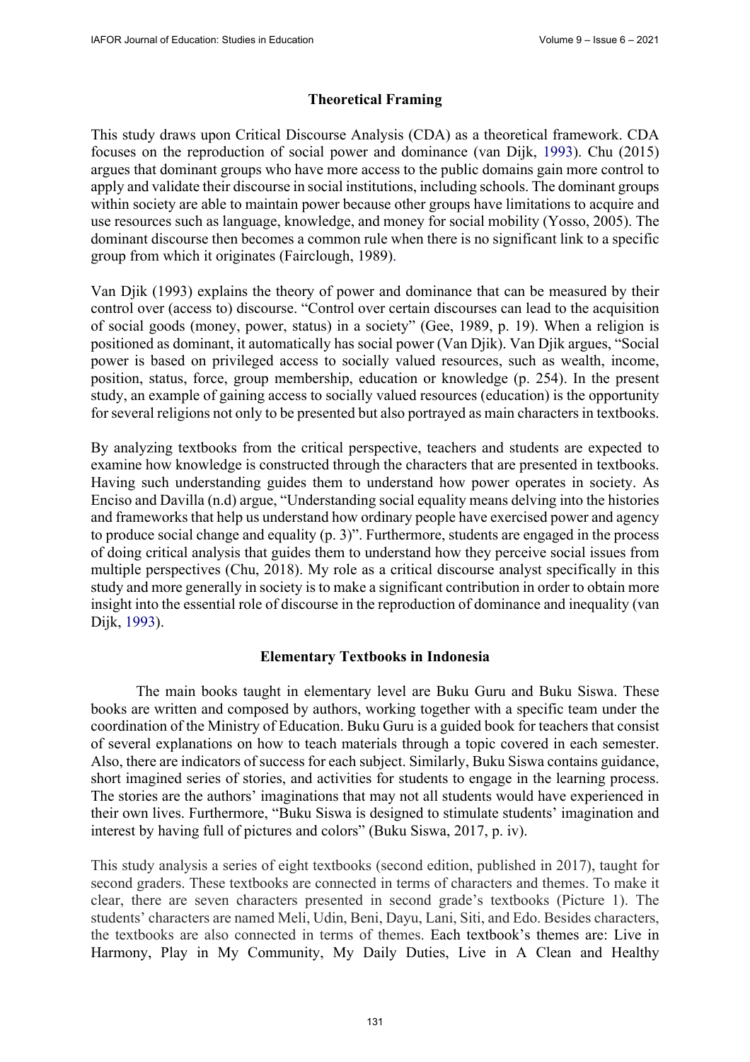## Theoretical Framing

This study draws upon Critical Discourse Analysis (CDA) as a theoretical framework. CDA focuses on the reproduction of social power and dominance (van Dijk, 1993). Chu (2015) argues that dominant groups who have more access to the public domains gain more control to apply and validate their discourse in social institutions, including schools. The dominant groups within society are able to maintain power because other groups have limitations to acquire and use resources such as language, knowledge, and money for social mobility (Yosso, 2005). The dominant discourse then becomes a common rule when there is no significant link to a specific group from which it originates (Fairclough, 1989).

Van Djik (1993) explains the theory of power and dominance that can be measured by their control over (access to) discourse. "Control over certain discourses can lead to the acquisition of social goods (money, power, status) in a society" (Gee, 1989, p. 19). When a religion is positioned as dominant, it automatically has social power (Van Djik). Van Djik argues, "Social power is based on privileged access to socially valued resources, such as wealth, income, position, status, force, group membership, education or knowledge (p. 254). In the present study, an example of gaining access to socially valued resources (education) is the opportunity for several religions not only to be presented but also portrayed as main characters in textbooks.

By analyzing textbooks from the critical perspective, teachers and students are expected to examine how knowledge is constructed through the characters that are presented in textbooks. Having such understanding guides them to understand how power operates in society. As Enciso and Davilla (n.d) argue, "Understanding social equality means delving into the histories and frameworks that help us understand how ordinary people have exercised power and agency to produce social change and equality (p. 3)". Furthermore, students are engaged in the process of doing critical analysis that guides them to understand how they perceive social issues from multiple perspectives (Chu, 2018). My role as a critical discourse analyst specifically in this study and more generally in society is to make a significant contribution in order to obtain more insight into the essential role of discourse in the reproduction of dominance and inequality (van Dijk, 1993).

## Elementary Textbooks in Indonesia

The main books taught in elementary level are Buku Guru and Buku Siswa. These books are written and composed by authors, working together with a specific team under the coordination of the Ministry of Education. Buku Guru is a guided book for teachers that consist of several explanations on how to teach materials through a topic covered in each semester. Also, there are indicators of success for each subject. Similarly, Buku Siswa contains guidance, short imagined series of stories, and activities for students to engage in the learning process. The stories are the authors' imaginations that may not all students would have experienced in their own lives. Furthermore, "Buku Siswa is designed to stimulate students' imagination and interest by having full of pictures and colors" (Buku Siswa, 2017, p. iv).

This study analysis a series of eight textbooks (second edition, published in 2017), taught for second graders. These textbooks are connected in terms of characters and themes. To make it clear, there are seven characters presented in second grade's textbooks (Picture 1). The students' characters are named Meli, Udin, Beni, Dayu, Lani, Siti, and Edo. Besides characters, the textbooks are also connected in terms of themes. Each textbook's themes are: Live in Harmony, Play in My Community, My Daily Duties, Live in A Clean and Healthy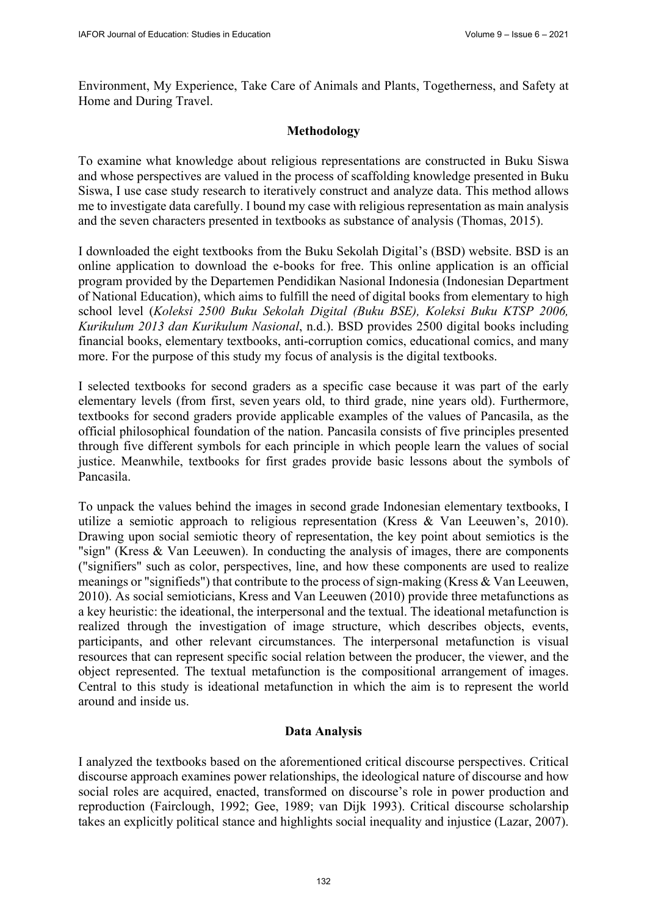Environment, My Experience, Take Care of Animals and Plants, Togetherness, and Safety at Home and During Travel.

## Methodology

To examine what knowledge about religious representations are constructed in Buku Siswa and whose perspectives are valued in the process of scaffolding knowledge presented in Buku Siswa, I use case study research to iteratively construct and analyze data. This method allows me to investigate data carefully. I bound my case with religious representation as main analysis and the seven characters presented in textbooks as substance of analysis (Thomas, 2015).

I downloaded the eight textbooks from the Buku Sekolah Digital's (BSD) website. BSD is an online application to download the e-books for free. This online application is an official program provided by the Departemen Pendidikan Nasional Indonesia (Indonesian Department of National Education), which aims to fulfill the need of digital books from elementary to high school level (*Koleksi 2500 Buku Sekolah Digital (Buku BSE), Koleksi Buku KTSP 2006, Kurikulum 2013 dan Kurikulum Nasional*, n.d.). BSD provides 2500 digital books including financial books, elementary textbooks, anti-corruption comics, educational comics, and many more. For the purpose of this study my focus of analysis is the digital textbooks.

I selected textbooks for second graders as a specific case because it was part of the early elementary levels (from first, seven years old, to third grade, nine years old). Furthermore, textbooks for second graders provide applicable examples of the values of Pancasila, as the official philosophical foundation of the nation. Pancasila consists of five principles presented through five different symbols for each principle in which people learn the values of social justice. Meanwhile, textbooks for first grades provide basic lessons about the symbols of Pancasila.

To unpack the values behind the images in second grade Indonesian elementary textbooks, I utilize a semiotic approach to religious representation (Kress & Van Leeuwen's, 2010). Drawing upon social semiotic theory of representation, the key point about semiotics is the "sign" (Kress & Van Leeuwen). In conducting the analysis of images, there are components ("signifiers" such as color, perspectives, line, and how these components are used to realize meanings or "signifieds") that contribute to the process of sign-making (Kress & Van Leeuwen, 2010). As social semioticians, Kress and Van Leeuwen (2010) provide three metafunctions as a key heuristic: the ideational, the interpersonal and the textual. The ideational metafunction is realized through the investigation of image structure, which describes objects, events, participants, and other relevant circumstances. The interpersonal metafunction is visual resources that can represent specific social relation between the producer, the viewer, and the object represented. The textual metafunction is the compositional arrangement of images. Central to this study is ideational metafunction in which the aim is to represent the world around and inside us.

## Data Analysis

I analyzed the textbooks based on the aforementioned critical discourse perspectives. Critical discourse approach examines power relationships, the ideological nature of discourse and how social roles are acquired, enacted, transformed on discourse's role in power production and reproduction (Fairclough, 1992; Gee, 1989; van Dijk 1993). Critical discourse scholarship takes an explicitly political stance and highlights social inequality and injustice (Lazar, 2007).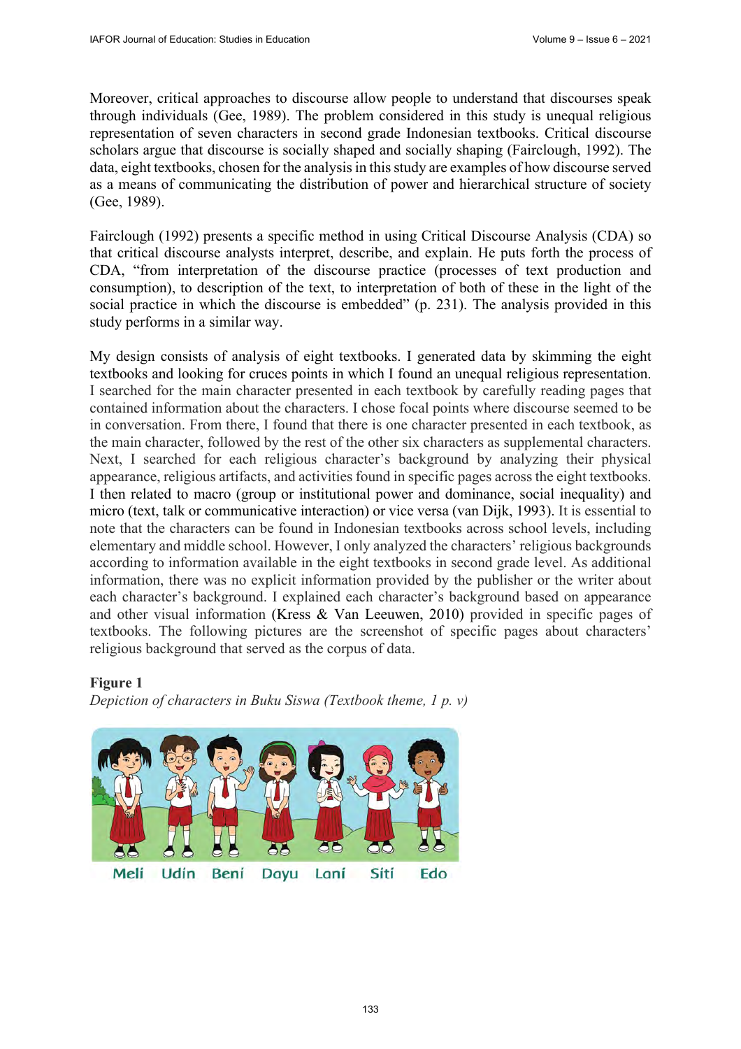Moreover, critical approaches to discourse allow people to understand that discourses speak through individuals (Gee, 1989). The problem considered in this study is unequal religious representation of seven characters in second grade Indonesian textbooks. Critical discourse scholars argue that discourse is socially shaped and socially shaping (Fairclough, 1992). The data, eight textbooks, chosen for the analysis in this study are examples of how discourse served as a means of communicating the distribution of power and hierarchical structure of society (Gee, 1989).

Fairclough (1992) presents a specific method in using Critical Discourse Analysis (CDA) so that critical discourse analysts interpret, describe, and explain. He puts forth the process of CDA, "from interpretation of the discourse practice (processes of text production and consumption), to description of the text, to interpretation of both of these in the light of the social practice in which the discourse is embedded" (p. 231). The analysis provided in this study performs in a similar way.

My design consists of analysis of eight textbooks. I generated data by skimming the eight textbooks and looking for cruces points in which I found an unequal religious representation. I searched for the main character presented in each textbook by carefully reading pages that contained information about the characters. I chose focal points where discourse seemed to be in conversation. From there, I found that there is one character presented in each textbook, as the main character, followed by the rest of the other six characters as supplemental characters. Next, I searched for each religious character's background by analyzing their physical appearance, religious artifacts, and activities found in specific pages across the eight textbooks. I then related to macro (group or institutional power and dominance, social inequality) and micro (text, talk or communicative interaction) or vice versa (van Dijk, 1993). It is essential to note that the characters can be found in Indonesian textbooks across school levels, including elementary and middle school. However, I only analyzed the characters' religious backgrounds according to information available in the eight textbooks in second grade level. As additional information, there was no explicit information provided by the publisher or the writer about each character's background. I explained each character's background based on appearance and other visual information (Kress & Van Leeuwen, 2010) provided in specific pages of textbooks. The following pictures are the screenshot of specific pages about characters' religious background that served as the corpus of data.

**Figure 1**

*Depiction of characters in Buku Siswa (Textbook theme, 1 p. v)*

Meli Udin Beni Dayu Lani Siti Edo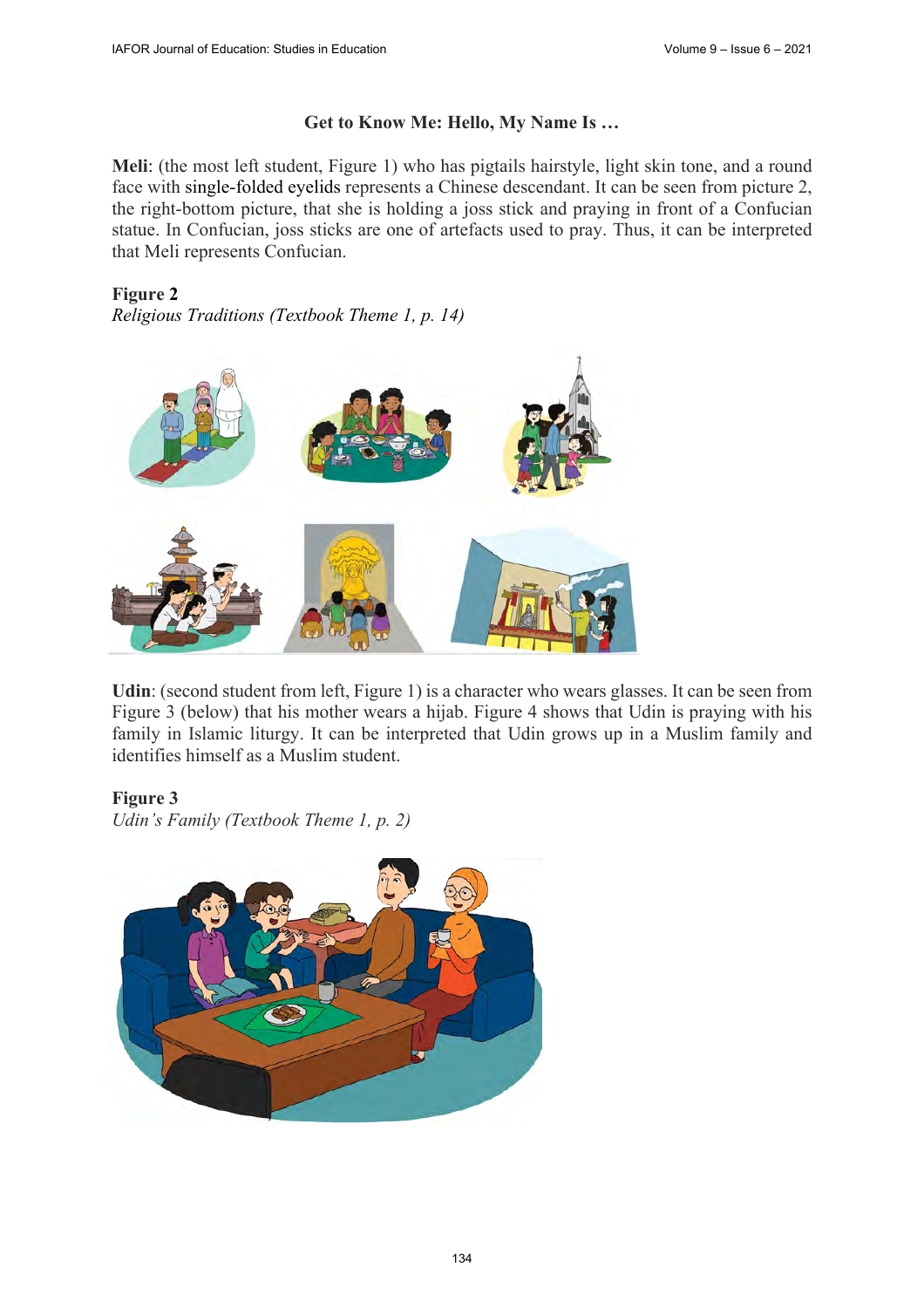**Get to Know Me: Hello, My Name Is …**

**Meli**: (the most left student, Figure 1) who has pigtails hairstyle, light skin tone, and a round face with single-folded eyelids represents a Chinese descendant. It can be seen from picture 2, the right-bottom picture, that she is holding a joss stick and praying in front of a Confucian statue. In Confucian, joss sticks are one of artefacts used to pray. Thus, it can be interpreted that Meli represents Confucian.

**Figure 2**
*Religious Traditions (Textbook Theme 1, p. 14)*

**Udin**: (second student from left, Figure 1) is a character who wears glasses. It can be seen from Figure 3 (below) that his mother wears a hijab. Figure 4 shows that Udin is praying with his family in Islamic liturgy. It can be interpreted that Udin grows up in a Muslim family and identifies himself as a Muslim student.

**Figure 3**
*Udin's Family (Textbook Theme 1, p. 2)*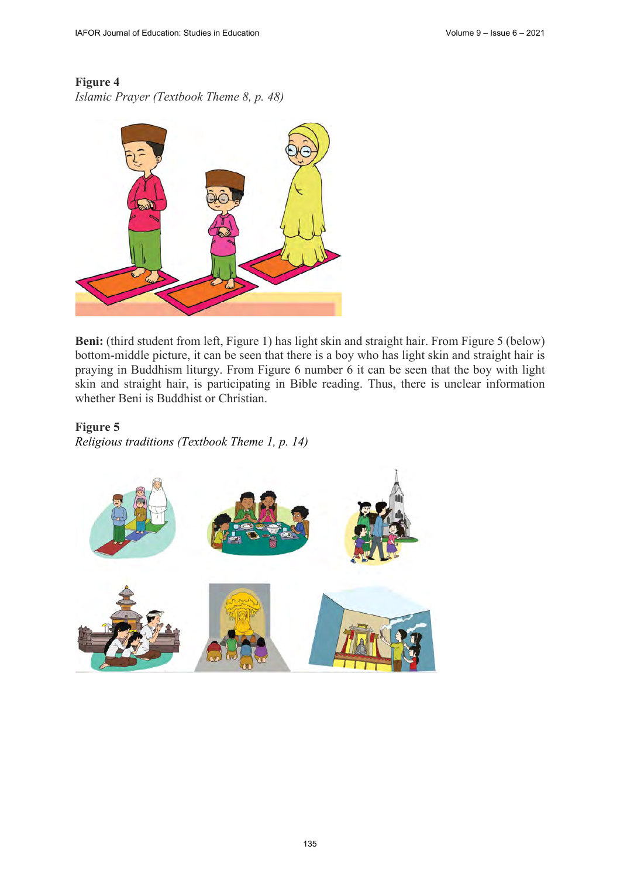**Figure 4**
*Islamic Prayer (Textbook Theme 8, p. 48)*

**Beni:** (third student from left, Figure 1) has light skin and straight hair. From Figure 5 (below) bottom-middle picture, it can be seen that there is a boy who has light skin and straight hair is praying in Buddhism liturgy. From Figure 6 number 6 it can be seen that the boy with light skin and straight hair, is participating in Bible reading. Thus, there is unclear information whether Beni is Buddhist or Christian.

**Figure 5**
*Religious traditions (Textbook Theme 1, p. 14)*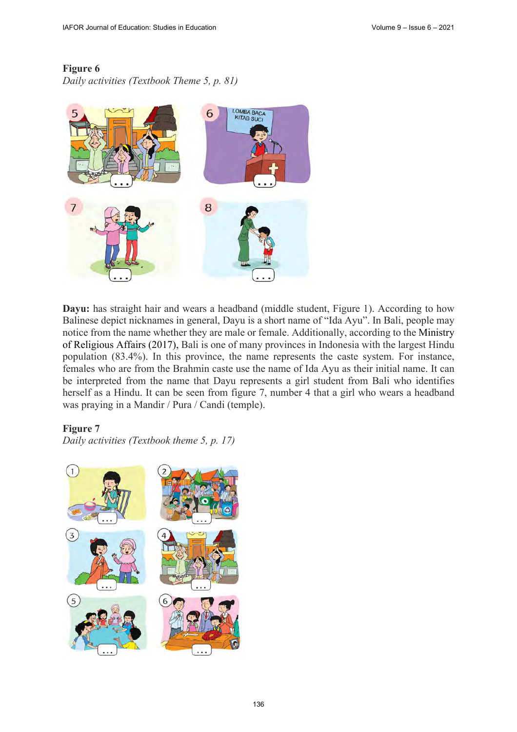**Figure 6**
*Daily activities (Textbook Theme 5, p. 81)*

**Dayu:** has straight hair and wears a headband (middle student, Figure 1). According to how Balinese depict nicknames in general, Dayu is a short name of "Ida Ayu". In Bali, people may notice from the name whether they are male or female. Additionally, according to the Ministry of Religious Affairs (2017), Bali is one of many provinces in Indonesia with the largest Hindu population (83.4%). In this province, the name represents the caste system. For instance, females who are from the Brahmin caste use the name of Ida Ayu as their initial name. It can be interpreted from the name that Dayu represents a girl student from Bali who identifies herself as a Hindu. It can be seen from figure 7, number 4 that a girl who wears a headband was praying in a Mandir / Pura / Candi (temple).

**Figure 7**
*Daily activities (Textbook theme 5, p. 17)*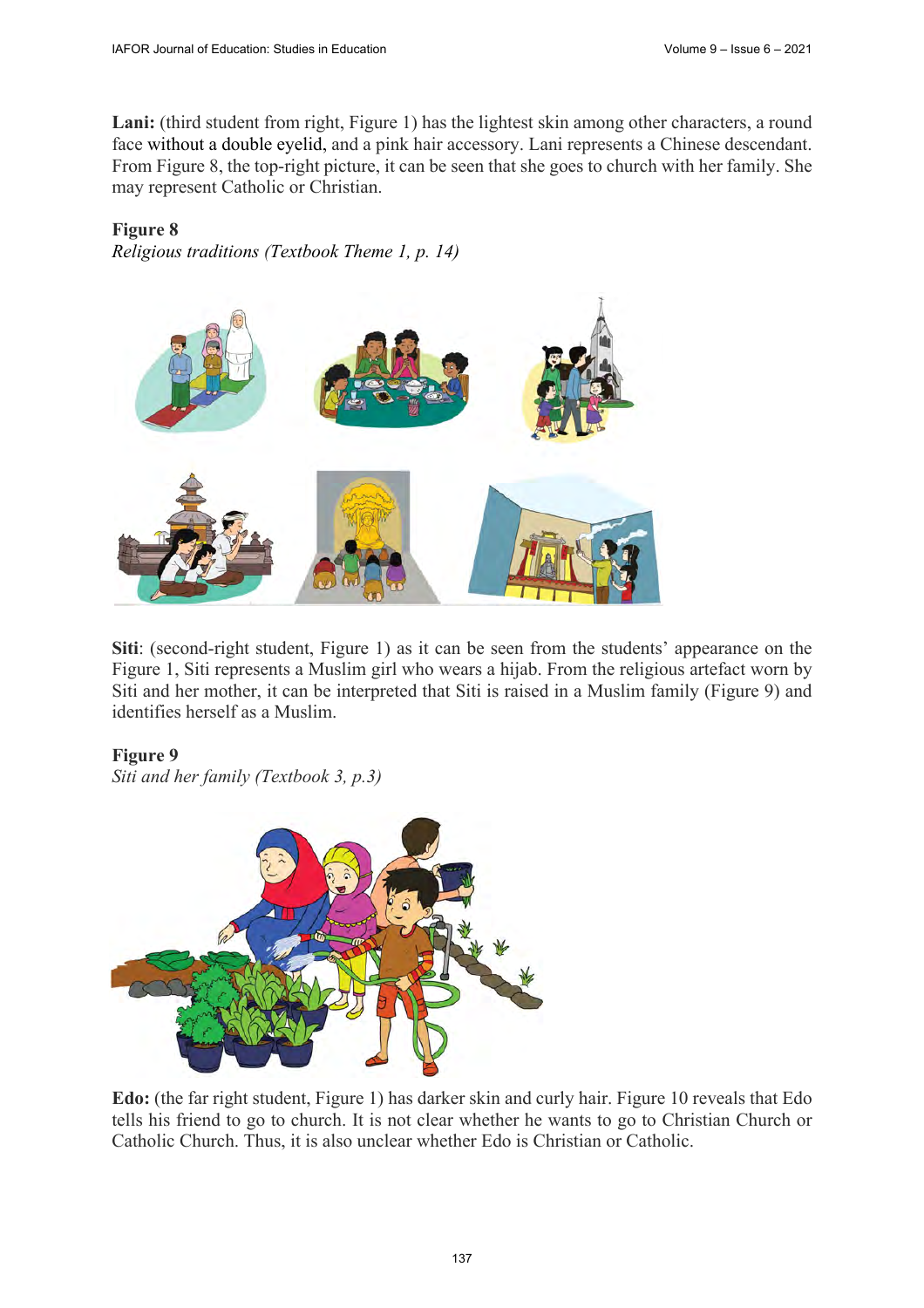**Lani:** (third student from right, Figure 1) has the lightest skin among other characters, a round face without a double eyelid, and a pink hair accessory. Lani represents a Chinese descendant. From Figure 8, the top-right picture, it can be seen that she goes to church with her family. She may represent Catholic or Christian.

**Figure 8**
*Religious traditions (Textbook Theme 1, p. 14)*

**Siti**: (second-right student, Figure 1) as it can be seen from the students' appearance on the Figure 1, Siti represents a Muslim girl who wears a hijab. From the religious artefact worn by Siti and her mother, it can be interpreted that Siti is raised in a Muslim family (Figure 9) and identifies herself as a Muslim.

**Figure 9**
*Siti and her family (Textbook 3, p.3)*

**Edo:** (the far right student, Figure 1) has darker skin and curly hair. Figure 10 reveals that Edo tells his friend to go to church. It is not clear whether he wants to go to Christian Church or Catholic Church. Thus, it is also unclear whether Edo is Christian or Catholic.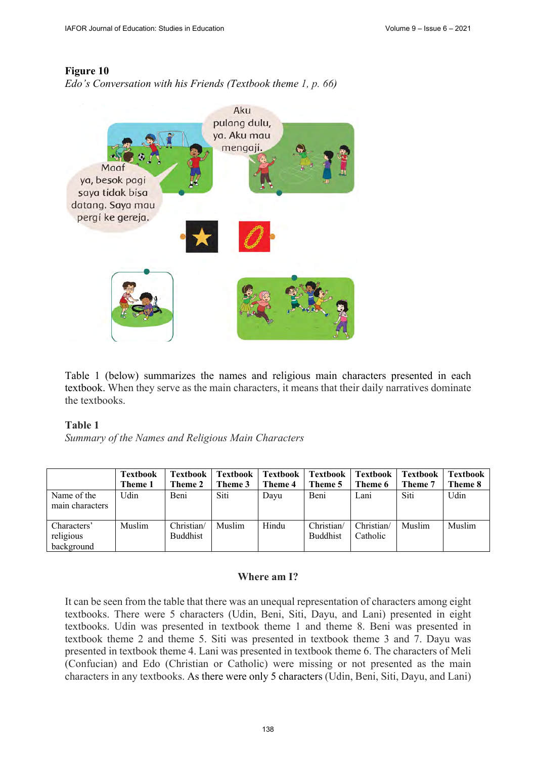**Figure 10**

*Edo's Conversation with his Friends (Textbook theme 1, p. 66)*

Table 1 (below) summarizes the names and religious main characters presented in each textbook. When they serve as the main characters, it means that their daily narratives dominate the textbooks.

**Table 1**

*Summary of the Names and Religious Main Characters*

| | Textbook Theme 1 | Textbook Theme 2 | Textbook Theme 3 | Textbook Theme 4 | Textbook Theme 5 | Textbook Theme 6 | Textbook Theme 7 | Textbook Theme 8 |
|---|---|---|---|---|---|---|---|---|
| Name of the main characters | Udin | Beni | Siti | Dayu | Beni | Lani | Siti | Udin |
| Characters' religious background | Muslim | Christian/ Buddhist | Muslim | Hindu | Christian/ Buddhist | Christian/ Catholic | Muslim | Muslim |

**Where am I?**

It can be seen from the table that there was an unequal representation of characters among eight textbooks. There were 5 characters (Udin, Beni, Siti, Dayu, and Lani) presented in eight textbooks. Udin was presented in textbook theme 1 and theme 8. Beni was presented in textbook theme 2 and theme 5. Siti was presented in textbook theme 3 and 7. Dayu was presented in textbook theme 4. Lani was presented in textbook theme 6. The characters of Meli (Confucian) and Edo (Christian or Catholic) were missing or not presented as the main characters in any textbooks. As there were only 5 characters (Udin, Beni, Siti, Dayu, and Lani)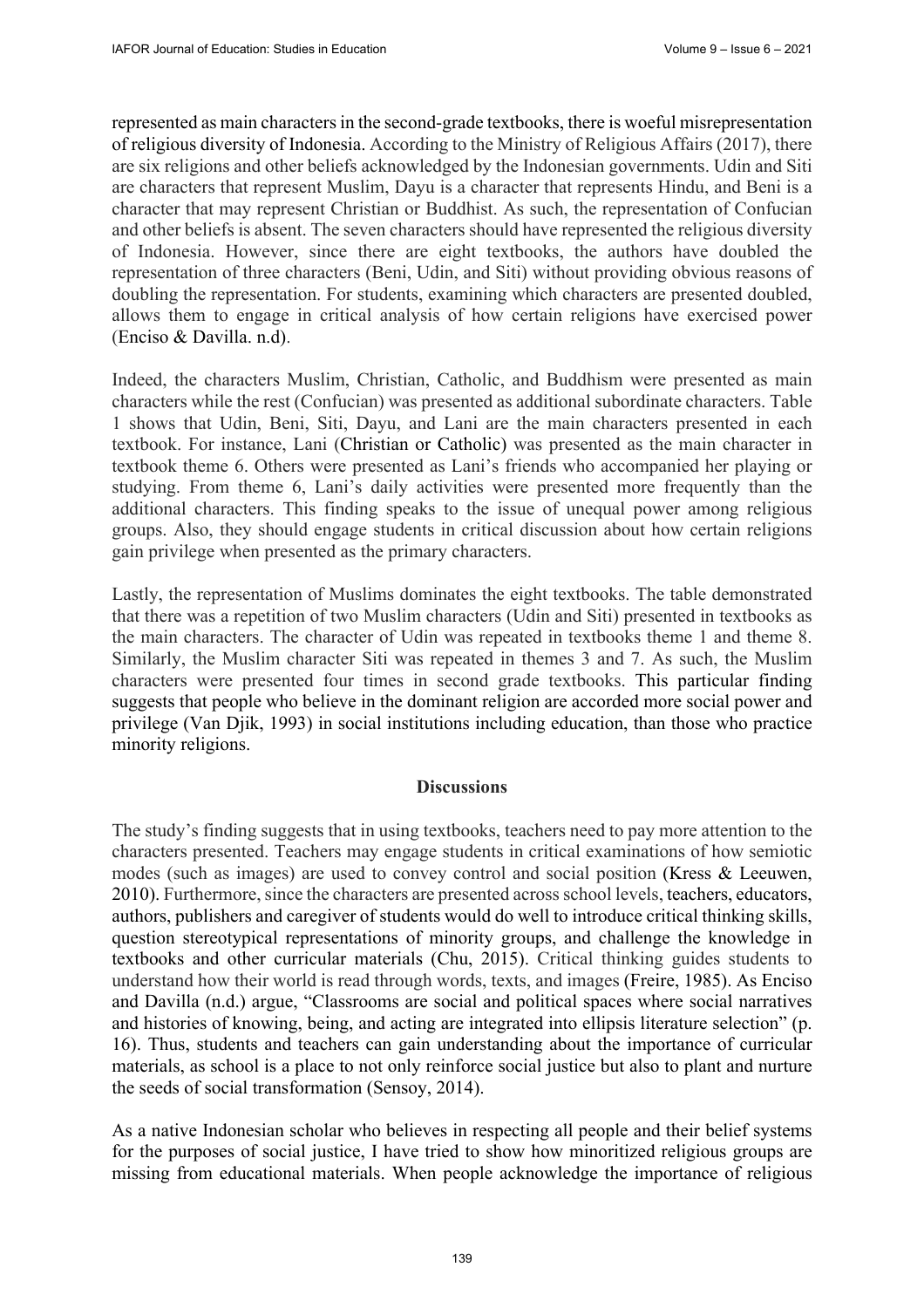represented as main characters in the second-grade textbooks, there is woeful misrepresentation of religious diversity of Indonesia. According to the Ministry of Religious Affairs (2017), there are six religions and other beliefs acknowledged by the Indonesian governments. Udin and Siti are characters that represent Muslim, Dayu is a character that represents Hindu, and Beni is a character that may represent Christian or Buddhist. As such, the representation of Confucian and other beliefs is absent. The seven characters should have represented the religious diversity of Indonesia. However, since there are eight textbooks, the authors have doubled the representation of three characters (Beni, Udin, and Siti) without providing obvious reasons of doubling the representation. For students, examining which characters are presented doubled, allows them to engage in critical analysis of how certain religions have exercised power (Enciso & Davilla. n.d).

Indeed, the characters Muslim, Christian, Catholic, and Buddhism were presented as main characters while the rest (Confucian) was presented as additional subordinate characters. Table 1 shows that Udin, Beni, Siti, Dayu, and Lani are the main characters presented in each textbook. For instance, Lani (Christian or Catholic) was presented as the main character in textbook theme 6. Others were presented as Lani's friends who accompanied her playing or studying. From theme 6, Lani's daily activities were presented more frequently than the additional characters. This finding speaks to the issue of unequal power among religious groups. Also, they should engage students in critical discussion about how certain religions gain privilege when presented as the primary characters.

Lastly, the representation of Muslims dominates the eight textbooks. The table demonstrated that there was a repetition of two Muslim characters (Udin and Siti) presented in textbooks as the main characters. The character of Udin was repeated in textbooks theme 1 and theme 8. Similarly, the Muslim character Siti was repeated in themes 3 and 7. As such, the Muslim characters were presented four times in second grade textbooks. This particular finding suggests that people who believe in the dominant religion are accorded more social power and privilege (Van Djik, 1993) in social institutions including education, than those who practice minority religions.

## Discussions

The study's finding suggests that in using textbooks, teachers need to pay more attention to the characters presented. Teachers may engage students in critical examinations of how semiotic modes (such as images) are used to convey control and social position (Kress & Leeuwen, 2010). Furthermore, since the characters are presented across school levels, teachers, educators, authors, publishers and caregiver of students would do well to introduce critical thinking skills, question stereotypical representations of minority groups, and challenge the knowledge in textbooks and other curricular materials (Chu, 2015). Critical thinking guides students to understand how their world is read through words, texts, and images (Freire, 1985). As Enciso and Davilla (n.d.) argue, "Classrooms are social and political spaces where social narratives and histories of knowing, being, and acting are integrated into ellipsis literature selection" (p. 16). Thus, students and teachers can gain understanding about the importance of curricular materials, as school is a place to not only reinforce social justice but also to plant and nurture the seeds of social transformation (Sensoy, 2014).

As a native Indonesian scholar who believes in respecting all people and their belief systems for the purposes of social justice, I have tried to show how minoritized religious groups are missing from educational materials. When people acknowledge the importance of religious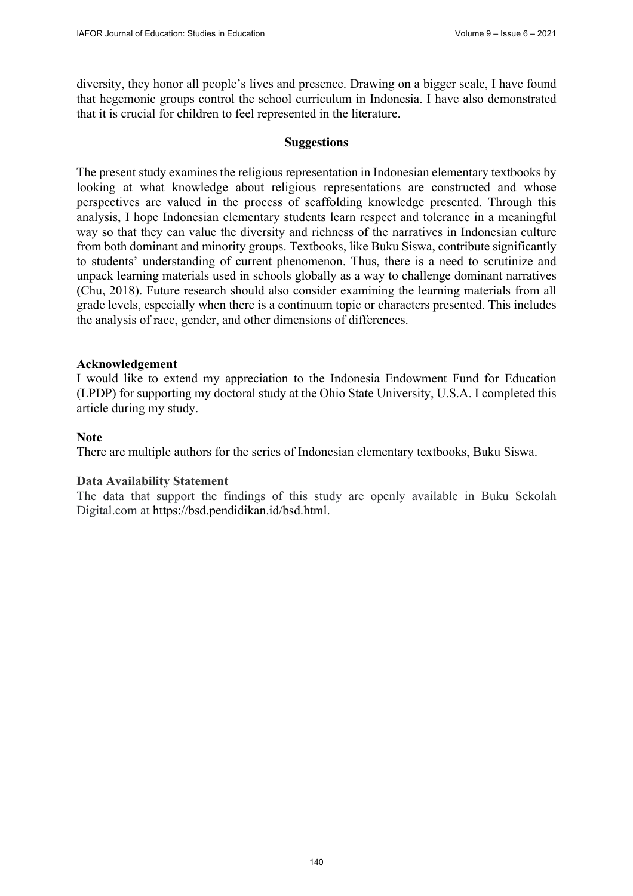diversity, they honor all people's lives and presence. Drawing on a bigger scale, I have found that hegemonic groups control the school curriculum in Indonesia. I have also demonstrated that it is crucial for children to feel represented in the literature.

## Suggestions

The present study examines the religious representation in Indonesian elementary textbooks by looking at what knowledge about religious representations are constructed and whose perspectives are valued in the process of scaffolding knowledge presented. Through this analysis, I hope Indonesian elementary students learn respect and tolerance in a meaningful way so that they can value the diversity and richness of the narratives in Indonesian culture from both dominant and minority groups. Textbooks, like Buku Siswa, contribute significantly to students' understanding of current phenomenon. Thus, there is a need to scrutinize and unpack learning materials used in schools globally as a way to challenge dominant narratives (Chu, 2018). Future research should also consider examining the learning materials from all grade levels, especially when there is a continuum topic or characters presented. This includes the analysis of race, gender, and other dimensions of differences.

**Acknowledgement**

I would like to extend my appreciation to the Indonesia Endowment Fund for Education (LPDP) for supporting my doctoral study at the Ohio State University, U.S.A. I completed this article during my study.

**Note**

There are multiple authors for the series of Indonesian elementary textbooks, Buku Siswa.

**Data Availability Statement**

The data that support the findings of this study are openly available in Buku Sekolah Digital.com at https://bsd.pendidikan.id/bsd.html.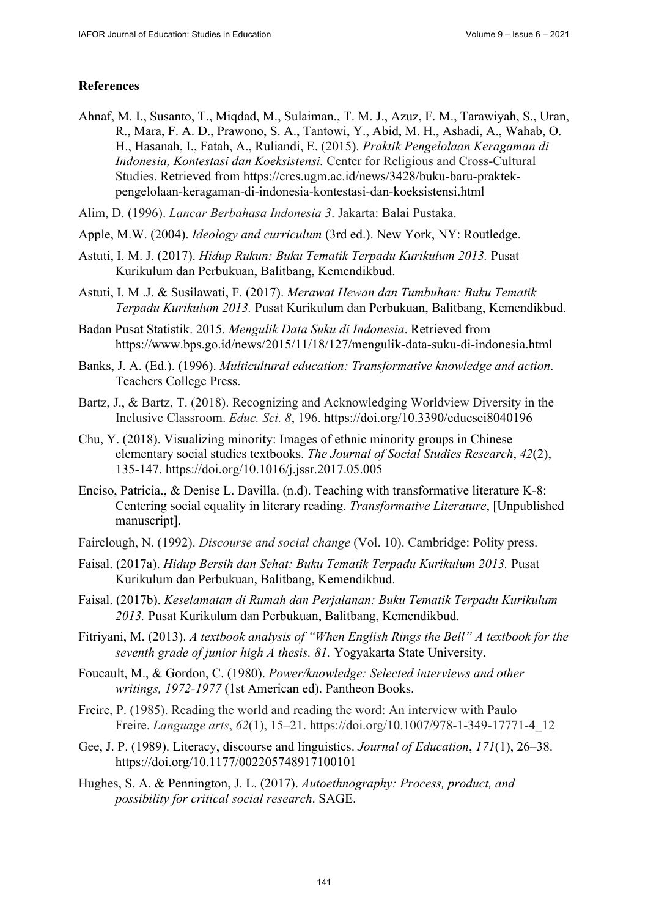## References

Ahnaf, M. I., Susanto, T., Miqdad, M., Sulaiman., T. M. J., Azuz, F. M., Tarawiyah, S., Uran, R., Mara, F. A. D., Prawono, S. A., Tantowi, Y., Abid, M. H., Ashadi, A., Wahab, O. H., Hasanah, I., Fatah, A., Ruliandi, E. (2015). *Praktik Pengelolaan Keragaman di Indonesia, Kontestasi dan Koeksistensi.* Center for Religious and Cross-Cultural Studies. Retrieved from https://crcs.ugm.ac.id/news/3428/buku-baru-praktek-pengelolaan-keragaman-di-indonesia-kontestasi-dan-koeksistensi.html

Alim, D. (1996). *Lancar Berbahasa Indonesia 3*. Jakarta: Balai Pustaka.

Apple, M.W. (2004). *Ideology and curriculum* (3rd ed.). New York, NY: Routledge.

Astuti, I. M. J. (2017). *Hidup Rukun: Buku Tematik Terpadu Kurikulum 2013.* Pusat Kurikulum dan Perbukuan, Balitbang, Kemendikbud.

Astuti, I. M .J. & Susilawati, F. (2017). *Merawat Hewan dan Tumbuhan: Buku Tematik Terpadu Kurikulum 2013.* Pusat Kurikulum dan Perbukuan, Balitbang, Kemendikbud.

Badan Pusat Statistik. 2015. *Mengulik Data Suku di Indonesia*. Retrieved from https://www.bps.go.id/news/2015/11/18/127/mengulik-data-suku-di-indonesia.html

Banks, J. A. (Ed.). (1996). *Multicultural education: Transformative knowledge and action*. Teachers College Press.

Bartz, J., & Bartz, T. (2018). Recognizing and Acknowledging Worldview Diversity in the Inclusive Classroom. *Educ. Sci. 8*, 196. https://doi.org/10.3390/educsci8040196

Chu, Y. (2018). Visualizing minority: Images of ethnic minority groups in Chinese elementary social studies textbooks. *The Journal of Social Studies Research*, *42*(2), 135-147. https://doi.org/10.1016/j.jssr.2017.05.005

Enciso, Patricia., & Denise L. Davilla. (n.d). Teaching with transformative literature K-8: Centering social equality in literary reading. *Transformative Literature*, [Unpublished manuscript].

Fairclough, N. (1992). *Discourse and social change* (Vol. 10). Cambridge: Polity press.

Faisal. (2017a). *Hidup Bersih dan Sehat: Buku Tematik Terpadu Kurikulum 2013.* Pusat Kurikulum dan Perbukuan, Balitbang, Kemendikbud.

Faisal. (2017b). *Keselamatan di Rumah dan Perjalanan: Buku Tematik Terpadu Kurikulum 2013.* Pusat Kurikulum dan Perbukuan, Balitbang, Kemendikbud.

Fitriyani, M. (2013). *A textbook analysis of "When English Rings the Bell" A textbook for the seventh grade of junior high A thesis. 81.* Yogyakarta State University.

Foucault, M., & Gordon, C. (1980). *Power/knowledge: Selected interviews and other writings, 1972-1977* (1st American ed). Pantheon Books.

Freire, P. (1985). Reading the world and reading the word: An interview with Paulo Freire. *Language arts*, *62*(1), 15–21. https://doi.org/10.1007/978-1-349-17771-4_12

Gee, J. P. (1989). Literacy, discourse and linguistics. *Journal of Education*, *171*(1), 26–38. https://doi.org/10.1177/002205748917100101

Hughes, S. A. & Pennington, J. L. (2017). *Autoethnography: Process, product, and possibility for critical social research*. SAGE.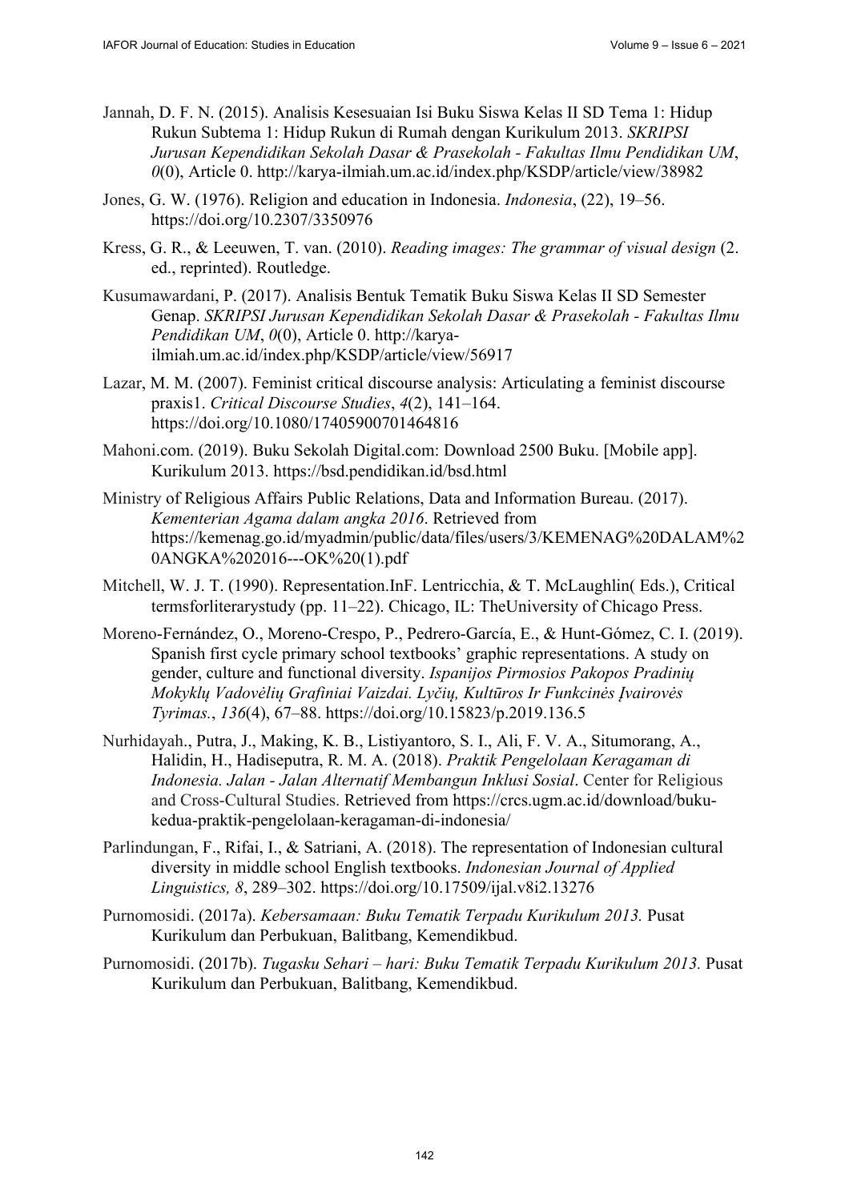Jannah, D. F. N. (2015). Analisis Kesesuaian Isi Buku Siswa Kelas II SD Tema 1: Hidup Rukun Subtema 1: Hidup Rukun di Rumah dengan Kurikulum 2013. *SKRIPSI Jurusan Kependidikan Sekolah Dasar & Prasekolah - Fakultas Ilmu Pendidikan UM*, *0*(0), Article 0. http://karya-ilmiah.um.ac.id/index.php/KSDP/article/view/38982

Jones, G. W. (1976). Religion and education in Indonesia. *Indonesia*, (22), 19–56. https://doi.org/10.2307/3350976

Kress, G. R., & Leeuwen, T. van. (2010). *Reading images: The grammar of visual design* (2. ed., reprinted). Routledge.

Kusumawardani, P. (2017). Analisis Bentuk Tematik Buku Siswa Kelas II SD Semester Genap. *SKRIPSI Jurusan Kependidikan Sekolah Dasar & Prasekolah - Fakultas Ilmu Pendidikan UM*, *0*(0), Article 0. http://karya-ilmiah.um.ac.id/index.php/KSDP/article/view/56917

Lazar, M. M. (2007). Feminist critical discourse analysis: Articulating a feminist discourse praxis1. *Critical Discourse Studies*, *4*(2), 141–164. https://doi.org/10.1080/17405900701464816

Mahoni.com. (2019). Buku Sekolah Digital.com: Download 2500 Buku. [Mobile app]. Kurikulum 2013. https://bsd.pendidikan.id/bsd.html

Ministry of Religious Affairs Public Relations, Data and Information Bureau. (2017). *Kementerian Agama dalam angka 2016*. Retrieved from https://kemenag.go.id/myadmin/public/data/files/users/3/KEMENAG%20DALAM%20ANGKA%202016---OK%20(1).pdf

Mitchell, W. J. T. (1990). Representation.InF. Lentricchia, & T. McLaughlin( Eds.), Critical termsforliterarystudy (pp. 11–22). Chicago, IL: TheUniversity of Chicago Press.

Moreno-Fernández, O., Moreno-Crespo, P., Pedrero-García, E., & Hunt-Gómez, C. I. (2019). Spanish first cycle primary school textbooks' graphic representations. A study on gender, culture and functional diversity. *Ispanijos Pirmosios Pakopos Pradinių Mokyklų Vadovėlių Grafiniai Vaizdai. Lyčių, Kultūros Ir Funkcinės Įvairovės Tyrimas.*, *136*(4), 67–88. https://doi.org/10.15823/p.2019.136.5

Nurhidayah., Putra, J., Making, K. B., Listiyantoro, S. I., Ali, F. V. A., Situmorang, A., Halidin, H., Hadiseputra, R. M. A. (2018). *Praktik Pengelolaan Keragaman di Indonesia. Jalan - Jalan Alternatif Membangun Inklusi Sosial*. Center for Religious and Cross-Cultural Studies. Retrieved from https://crcs.ugm.ac.id/download/buku-kedua-praktik-pengelolaan-keragaman-di-indonesia/

Parlindungan, F., Rifai, I., & Satriani, A. (2018). The representation of Indonesian cultural diversity in middle school English textbooks. *Indonesian Journal of Applied Linguistics, 8*, 289–302. https://doi.org/10.17509/ijal.v8i2.13276

Purnomosidi. (2017a). *Kebersamaan: Buku Tematik Terpadu Kurikulum 2013.* Pusat Kurikulum dan Perbukuan, Balitbang, Kemendikbud.

Purnomosidi. (2017b). *Tugasku Sehari – hari: Buku Tematik Terpadu Kurikulum 2013.* Pusat Kurikulum dan Perbukuan, Balitbang, Kemendikbud.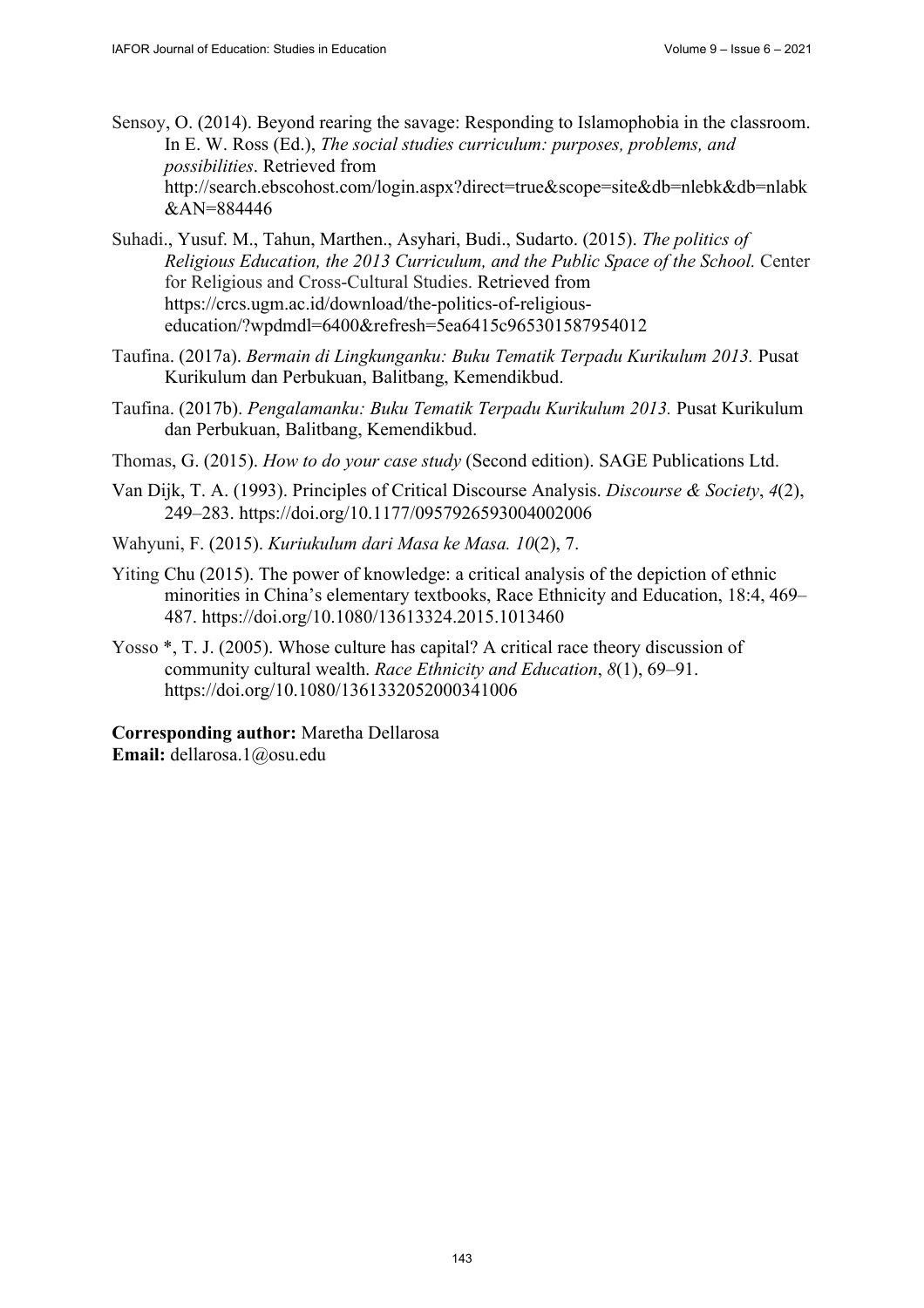Sensoy, O. (2014). Beyond rearing the savage: Responding to Islamophobia in the classroom. In E. W. Ross (Ed.), *The social studies curriculum: purposes, problems, and possibilities*. Retrieved from http://search.ebscohost.com/login.aspx?direct=true&scope=site&db=nlebk&db=nlabk&AN=884446

Suhadi., Yusuf. M., Tahun, Marthen., Asyhari, Budi., Sudarto. (2015). *The politics of Religious Education, the 2013 Curriculum, and the Public Space of the School.* Center for Religious and Cross-Cultural Studies. Retrieved from https://crcs.ugm.ac.id/download/the-politics-of-religious-education/?wpdmdl=6400&refresh=5ea6415c965301587954012

Taufina. (2017a). *Bermain di Lingkunganku: Buku Tematik Terpadu Kurikulum 2013.* Pusat Kurikulum dan Perbukuan, Balitbang, Kemendikbud.

Taufina. (2017b). *Pengalamanku: Buku Tematik Terpadu Kurikulum 2013.* Pusat Kurikulum dan Perbukuan, Balitbang, Kemendikbud.

Thomas, G. (2015). *How to do your case study* (Second edition). SAGE Publications Ltd.

Van Dijk, T. A. (1993). Principles of Critical Discourse Analysis. *Discourse & Society*, *4*(2), 249–283. https://doi.org/10.1177/0957926593004002006

Wahyuni, F. (2015). *Kuriukulum dari Masa ke Masa. 10*(2), 7.

Yiting Chu (2015). The power of knowledge: a critical analysis of the depiction of ethnic minorities in China's elementary textbooks, Race Ethnicity and Education, 18:4, 469–487. https://doi.org/10.1080/13613324.2015.1013460

Yosso *, T. J. (2005). Whose culture has capital? A critical race theory discussion of community cultural wealth. *Race Ethnicity and Education*, *8*(1), 69–91. https://doi.org/10.1080/1361332052000341006

**Corresponding author:** Maretha Dellarosa
**Email:** dellarosa.1@osu.edu